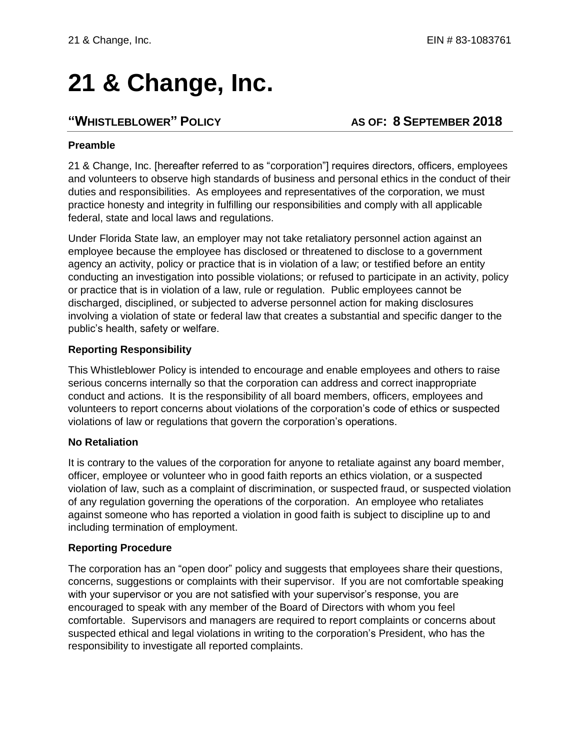# 21 & Change, Inc.

## "WHISTLEBLOWER" POLICY — AS OF: 8 SEPTEMBER 2018

### Preamble

21 & Change, Inc. [hereafter referred to as "corporation"] requires directors, officers, employees and volunteers to observe high standards of business and personal ethics in the conduct of their duties and responsibilities. As employees and representatives of the corporation, we must practice honesty and integrity in fulfilling our responsibilities and comply with all applicable federal, state and local laws and regulations.

Under Florida State law, an employer may not take retaliatory personnel action against an employee because the employee has disclosed or threatened to disclose to a government agency an activity, policy or practice that is in violation of a law; or testified before an entity conducting an investigation into possible violations; or refused to participate in an activity, policy or practice that is in violation of a law, rule or regulation. Public employees cannot be discharged, disciplined, or subjected to adverse personnel action for making disclosures involving a violation of state or federal law that creates a substantial and specific danger to the public's health, safety or welfare.

### Reporting Responsibility

This Whistleblower Policy is intended to encourage and enable employees and others to raise serious concerns internally so that the corporation can address and correct inappropriate conduct and actions. It is the responsibility of all board members, officers, employees and volunteers to report concerns about violations of the corporation's code of ethics or suspected violations of law or regulations that govern the corporation's operations.

### No Retaliation

It is contrary to the values of the corporation for anyone to retaliate against any board member, officer, employee or volunteer who in good faith reports an ethics violation, or a suspected violation of law, such as a complaint of discrimination, or suspected fraud, or suspected violation of any regulation governing the operations of the corporation. An employee who retaliates against someone who has reported a violation in good faith is subject to discipline up to and including termination of employment.

### Reporting Procedure

The corporation has an "open door" policy and suggests that employees share their questions, concerns, suggestions or complaints with their supervisor. If you are not comfortable speaking with your supervisor or you are not satisfied with your supervisor's response, you are encouraged to speak with any member of the Board of Directors with whom you feel comfortable. Supervisors and managers are required to report complaints or concerns about suspected ethical and legal violations in writing to the corporation's President, who has the responsibility to investigate all reported complaints.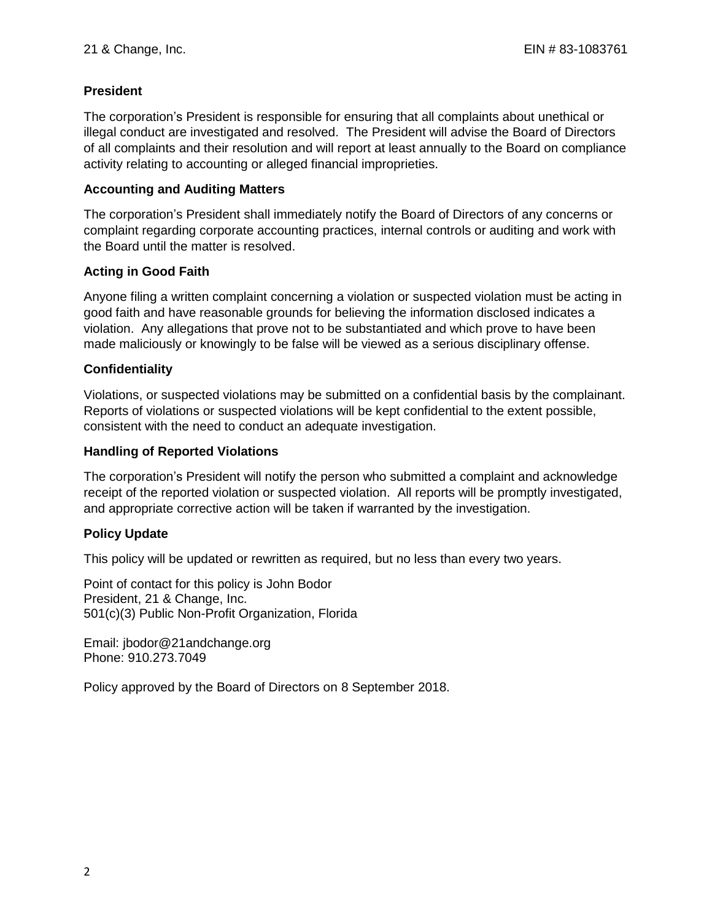### President

The corporation's President is responsible for ensuring that all complaints about unethical or illegal conduct are investigated and resolved. The President will advise the Board of Directors of all complaints and their resolution and will report at least annually to the Board on compliance activity relating to accounting or alleged financial improprieties.

### Accounting and Auditing Matters

The corporation's President shall immediately notify the Board of Directors of any concerns or complaint regarding corporate accounting practices, internal controls or auditing and work with the Board until the matter is resolved.

### Acting in Good Faith

Anyone filing a written complaint concerning a violation or suspected violation must be acting in good faith and have reasonable grounds for believing the information disclosed indicates a violation. Any allegations that prove not to be substantiated and which prove to have been made maliciously or knowingly to be false will be viewed as a serious disciplinary offense.

### Confidentiality

Violations, or suspected violations may be submitted on a confidential basis by the complainant. Reports of violations or suspected violations will be kept confidential to the extent possible, consistent with the need to conduct an adequate investigation.

### Handling of Reported Violations

The corporation's President will notify the person who submitted a complaint and acknowledge receipt of the reported violation or suspected violation. All reports will be promptly investigated, and appropriate corrective action will be taken if warranted by the investigation.

### Policy Update

This policy will be updated or rewritten as required, but no less than every two years.

Point of contact for this policy is John Bodor
President, 21 & Change, Inc.
501(c)(3) Public Non-Profit Organization, Florida

Email: jbodor@21andchange.org
Phone: 910.273.7049

Policy approved by the Board of Directors on 8 September 2018.